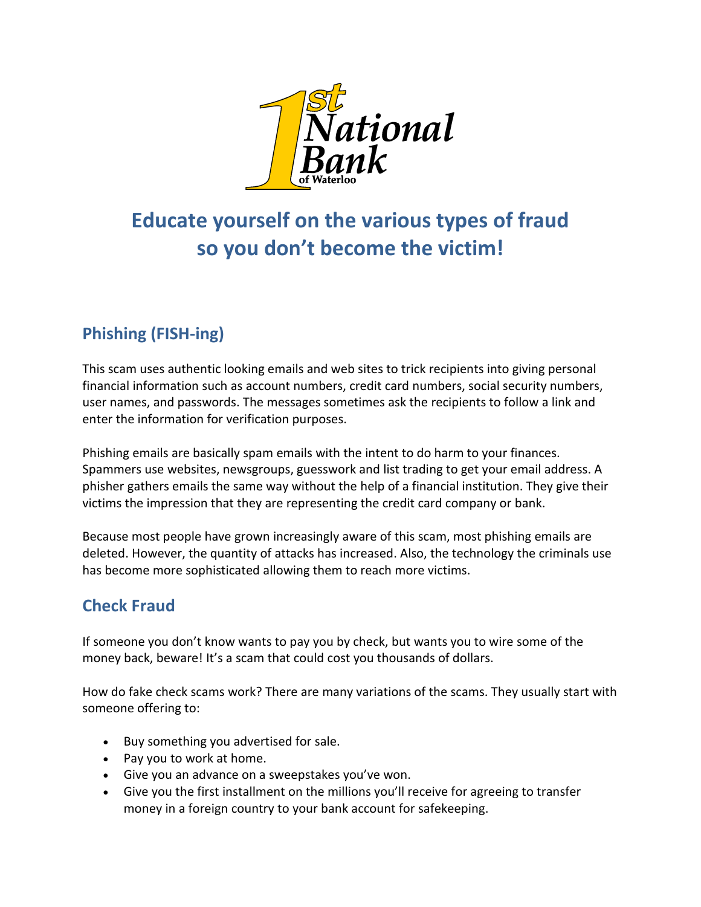1st National Bank of Waterloo

# Educate yourself on the various types of fraud so you don't become the victim!

## Phishing (FISH-ing)

This scam uses authentic looking emails and web sites to trick recipients into giving personal financial information such as account numbers, credit card numbers, social security numbers, user names, and passwords. The messages sometimes ask the recipients to follow a link and enter the information for verification purposes.

Phishing emails are basically spam emails with the intent to do harm to your finances. Spammers use websites, newsgroups, guesswork and list trading to get your email address. A phisher gathers emails the same way without the help of a financial institution. They give their victims the impression that they are representing the credit card company or bank.

Because most people have grown increasingly aware of this scam, most phishing emails are deleted. However, the quantity of attacks has increased. Also, the technology the criminals use has become more sophisticated allowing them to reach more victims.

## Check Fraud

If someone you don't know wants to pay you by check, but wants you to wire some of the money back, beware! It's a scam that could cost you thousands of dollars.

How do fake check scams work? There are many variations of the scams. They usually start with someone offering to:

- Buy something you advertised for sale.
- Pay you to work at home.
- Give you an advance on a sweepstakes you've won.
- Give you the first installment on the millions you'll receive for agreeing to transfer money in a foreign country to your bank account for safekeeping.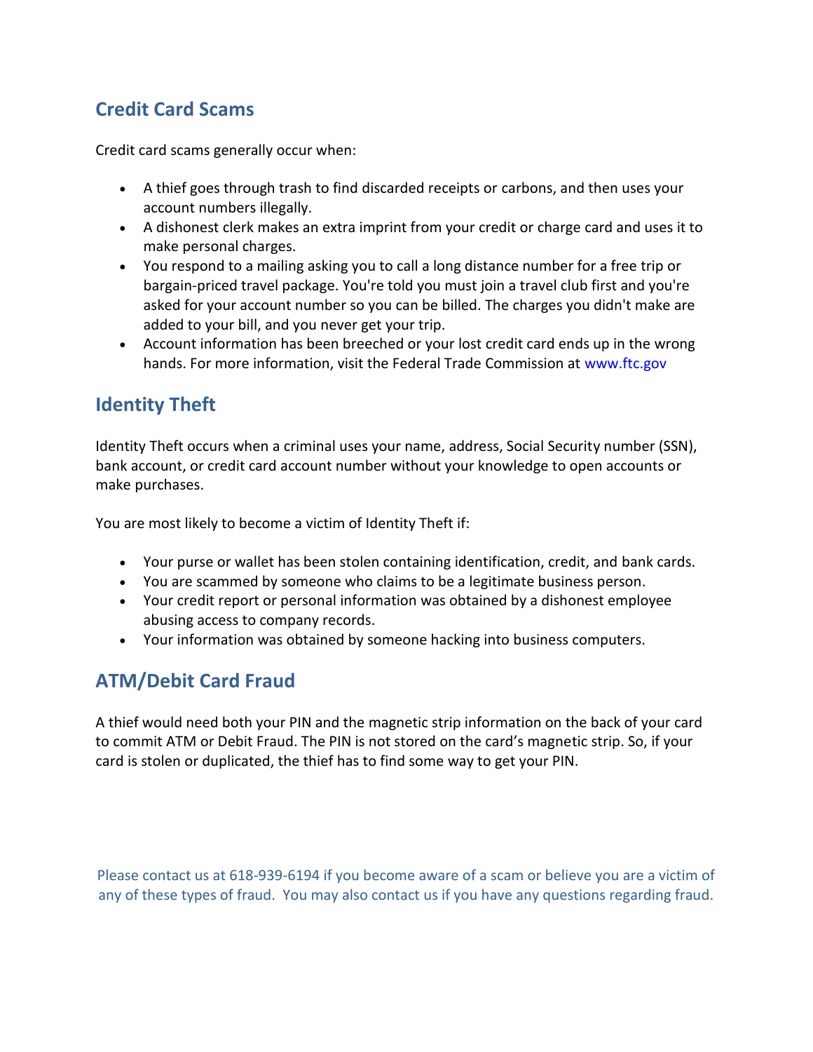## Credit Card Scams

Credit card scams generally occur when:

- A thief goes through trash to find discarded receipts or carbons, and then uses your account numbers illegally.
- A dishonest clerk makes an extra imprint from your credit or charge card and uses it to make personal charges.
- You respond to a mailing asking you to call a long distance number for a free trip or bargain-priced travel package. You're told you must join a travel club first and you're asked for your account number so you can be billed. The charges you didn't make are added to your bill, and you never get your trip.
- Account information has been breeched or your lost credit card ends up in the wrong hands. For more information, visit the Federal Trade Commission at www.ftc.gov

## Identity Theft

Identity Theft occurs when a criminal uses your name, address, Social Security number (SSN), bank account, or credit card account number without your knowledge to open accounts or make purchases.

You are most likely to become a victim of Identity Theft if:

- Your purse or wallet has been stolen containing identification, credit, and bank cards.
- You are scammed by someone who claims to be a legitimate business person.
- Your credit report or personal information was obtained by a dishonest employee abusing access to company records.
- Your information was obtained by someone hacking into business computers.

## ATM/Debit Card Fraud

A thief would need both your PIN and the magnetic strip information on the back of your card to commit ATM or Debit Fraud. The PIN is not stored on the card's magnetic strip. So, if your card is stolen or duplicated, the thief has to find some way to get your PIN.

Please contact us at 618-939-6194 if you become aware of a scam or believe you are a victim of any of these types of fraud. You may also contact us if you have any questions regarding fraud.